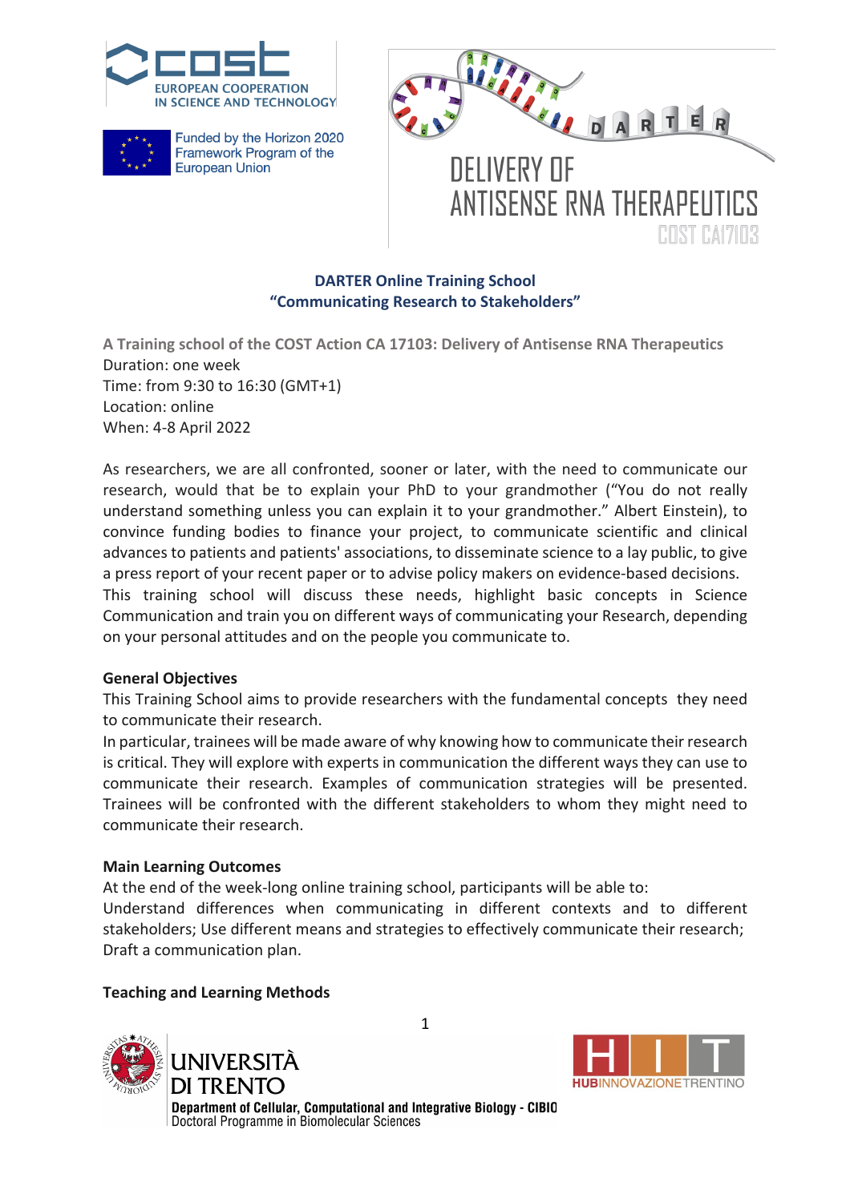**DARTER Online Training School**
**"Communicating Research to Stakeholders"**

**A Training school of the COST Action CA 17103: Delivery of Antisense RNA Therapeutics**
Duration: one week
Time: from 9:30 to 16:30 (GMT+1)
Location: online
When: 4-8 April 2022

As researchers, we are all confronted, sooner or later, with the need to communicate our research, would that be to explain your PhD to your grandmother ("You do not really understand something unless you can explain it to your grandmother." Albert Einstein), to convince funding bodies to finance your project, to communicate scientific and clinical advances to patients and patients' associations, to disseminate science to a lay public, to give a press report of your recent paper or to advise policy makers on evidence-based decisions.
This training school will discuss these needs, highlight basic concepts in Science Communication and train you on different ways of communicating your Research, depending on your personal attitudes and on the people you communicate to.

**General Objectives**
This Training School aims to provide researchers with the fundamental concepts they need to communicate their research.
In particular, trainees will be made aware of why knowing how to communicate their research is critical. They will explore with experts in communication the different ways they can use to communicate their research. Examples of communication strategies will be presented. Trainees will be confronted with the different stakeholders to whom they might need to communicate their research.

**Main Learning Outcomes**
At the end of the week-long online training school, participants will be able to:
Understand differences when communicating in different contexts and to different stakeholders; Use different means and strategies to effectively communicate their research; Draft a communication plan.

**Teaching and Learning Methods**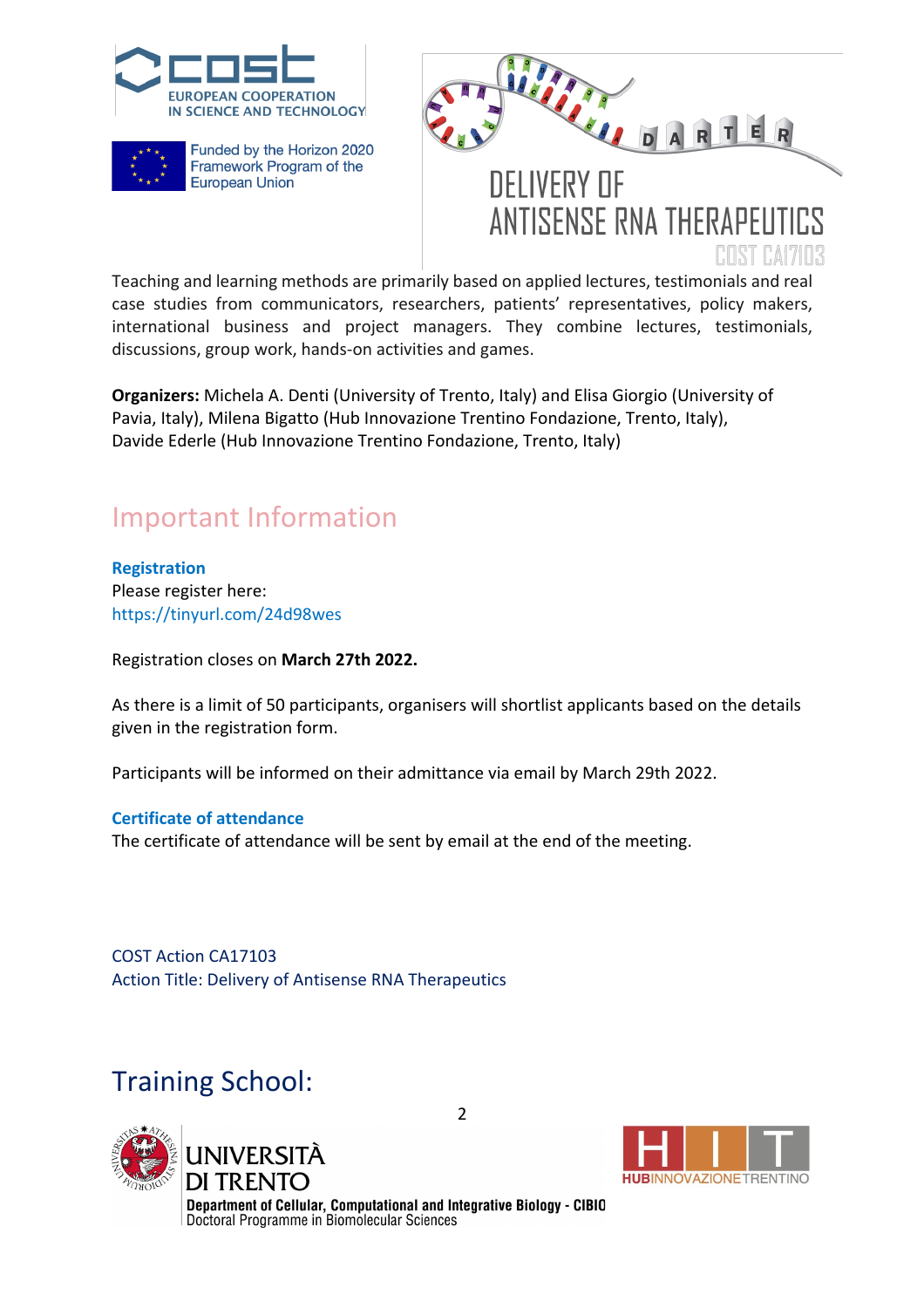Teaching and learning methods are primarily based on applied lectures, testimonials and real case studies from communicators, researchers, patients' representatives, policy makers, international business and project managers. They combine lectures, testimonials, discussions, group work, hands-on activities and games.

**Organizers:** Michela A. Denti (University of Trento, Italy) and Elisa Giorgio (University of Pavia, Italy), Milena Bigatto (Hub Innovazione Trentino Fondazione, Trento, Italy), Davide Ederle (Hub Innovazione Trentino Fondazione, Trento, Italy)

## Important Information

### Registration

Please register here:
https://tinyurl.com/24d98wes

Registration closes on **March 27th 2022.**

As there is a limit of 50 participants, organisers will shortlist applicants based on the details given in the registration form.

Participants will be informed on their admittance via email by March 29th 2022.

### Certificate of attendance

The certificate of attendance will be sent by email at the end of the meeting.

COST Action CA17103
Action Title: Delivery of Antisense RNA Therapeutics

## Training School: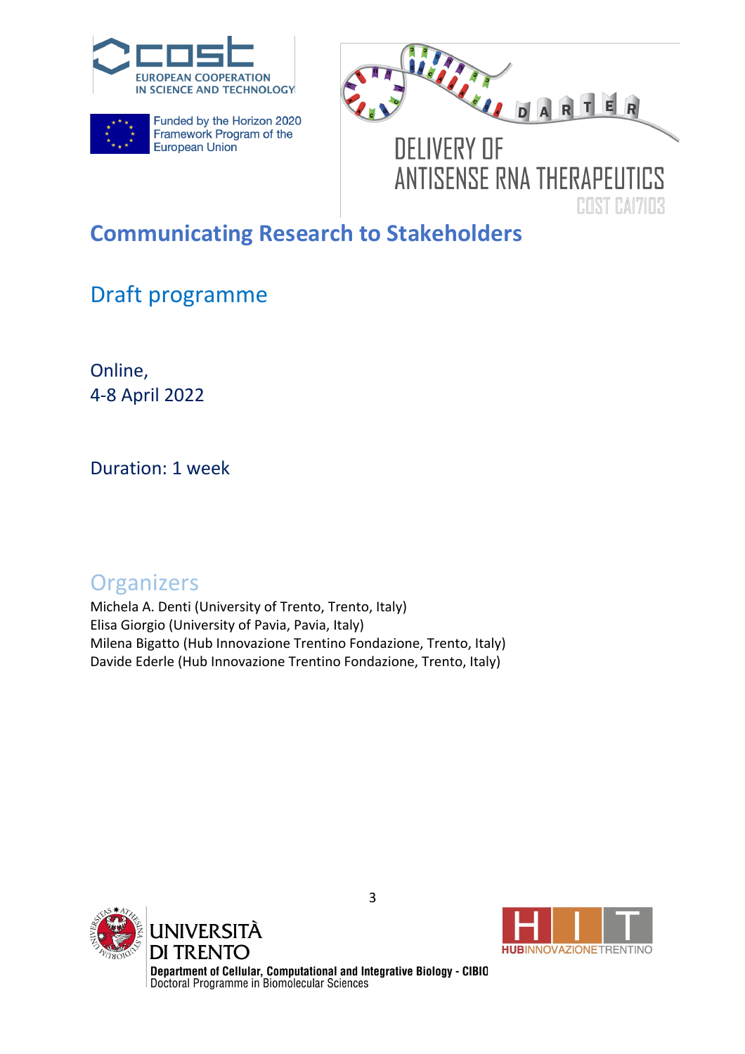# Communicating Research to Stakeholders

## Draft programme

Online,
4-8 April 2022

Duration: 1 week

## Organizers

Michela A. Denti (University of Trento, Trento, Italy)
Elisa Giorgio (University of Pavia, Pavia, Italy)
Milena Bigatto (Hub Innovazione Trentino Fondazione, Trento, Italy)
Davide Ederle (Hub Innovazione Trentino Fondazione, Trento, Italy)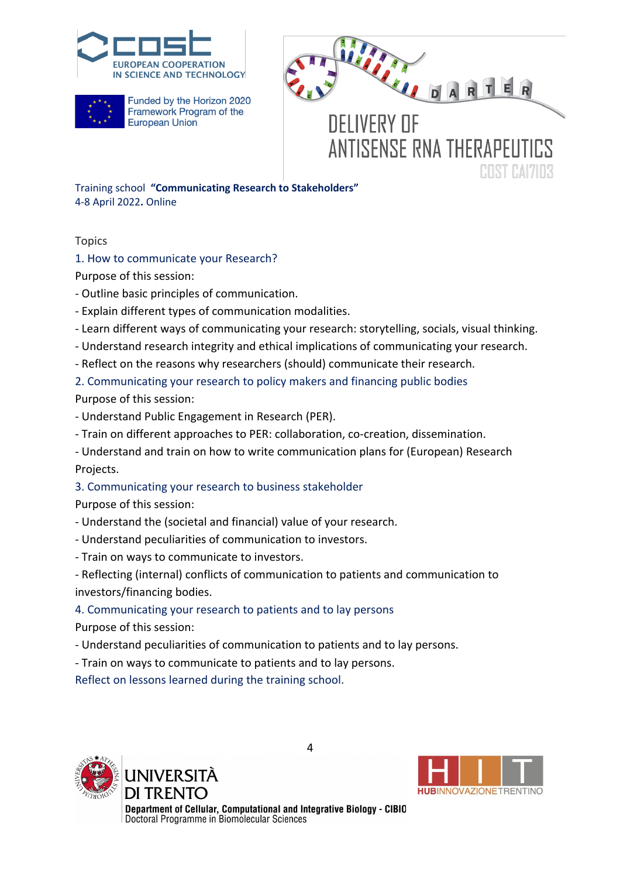Training school **"Communicating Research to Stakeholders"**
4-8 April 2022. Online

Topics

1. How to communicate your Research?

Purpose of this session:

- Outline basic principles of communication.
- Explain different types of communication modalities.
- Learn different ways of communicating your research: storytelling, socials, visual thinking.
- Understand research integrity and ethical implications of communicating your research.
- Reflect on the reasons why researchers (should) communicate their research.

2. Communicating your research to policy makers and financing public bodies

Purpose of this session:

- Understand Public Engagement in Research (PER).
- Train on different approaches to PER: collaboration, co-creation, dissemination.
- Understand and train on how to write communication plans for (European) Research Projects.

3. Communicating your research to business stakeholder

Purpose of this session:

- Understand the (societal and financial) value of your research.
- Understand peculiarities of communication to investors.
- Train on ways to communicate to investors.
- Reflecting (internal) conflicts of communication to patients and communication to investors/financing bodies.

4. Communicating your research to patients and to lay persons

Purpose of this session:

- Understand peculiarities of communication to patients and to lay persons.
- Train on ways to communicate to patients and to lay persons.

Reflect on lessons learned during the training school.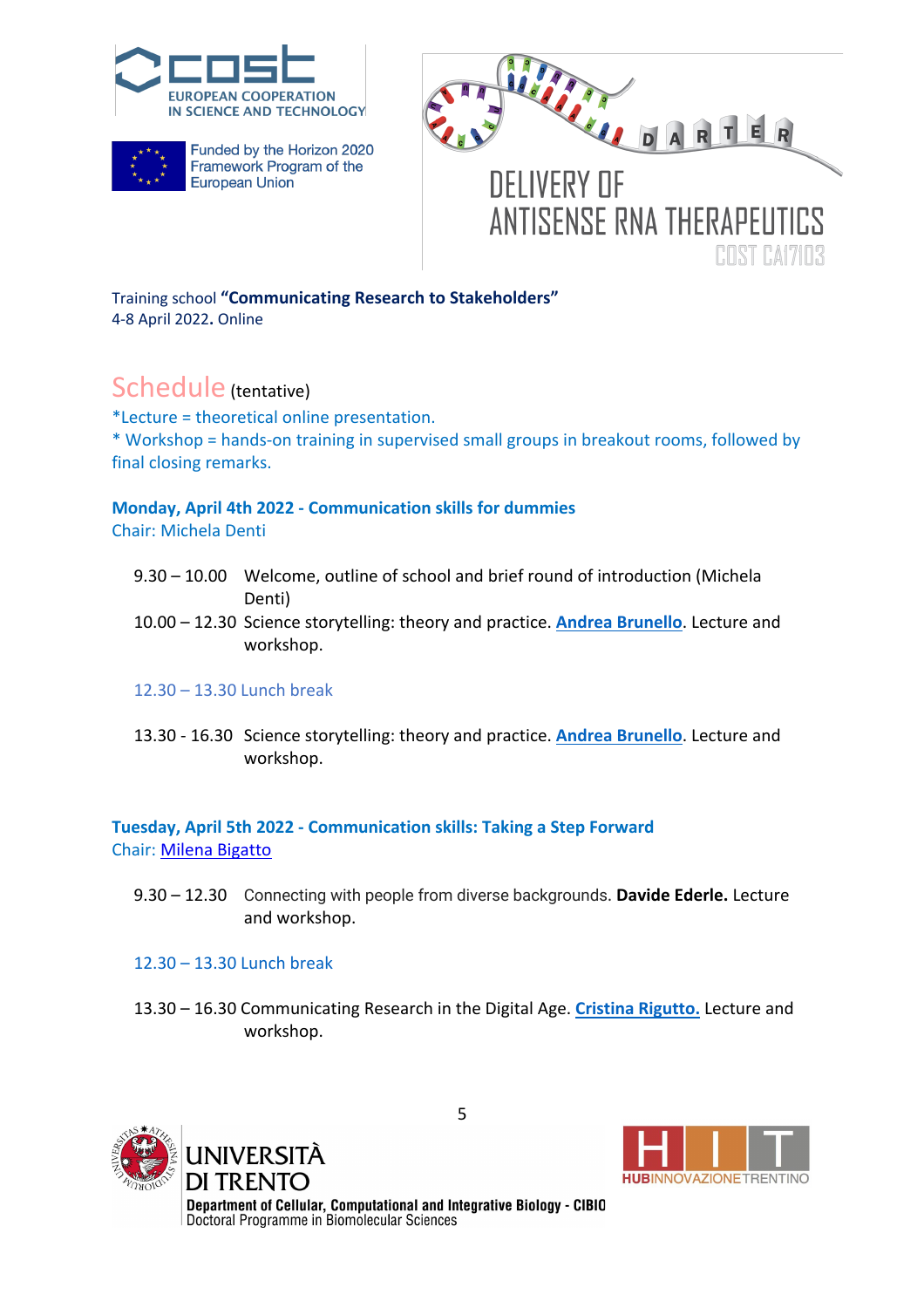EUROPEAN COOPERATION IN SCIENCE AND TECHNOLOGY

Funded by the Horizon 2020 Framework Program of the European Union

DELIVERY OF ANTISENSE RNA THERAPEUTICS
COST CA17103

Training school **"Communicating Research to Stakeholders"**
4-8 April 2022**.** Online

## Schedule (tentative)

*Lecture = theoretical online presentation.
* Workshop = hands-on training in supervised small groups in breakout rooms, followed by final closing remarks.

### Monday, April 4th 2022 - Communication skills for dummies

Chair: Michela Denti

9.30 – 10.00 Welcome, outline of school and brief round of introduction (Michela Denti)

10.00 – 12.30 Science storytelling: theory and practice. **Andrea Brunello**. Lecture and workshop.

12.30 – 13.30 Lunch break

13.30 - 16.30 Science storytelling: theory and practice. **Andrea Brunello**. Lecture and workshop.

### Tuesday, April 5th 2022 - Communication skills: Taking a Step Forward

Chair: Milena Bigatto

9.30 – 12.30 Connecting with people from diverse backgrounds. **Davide Ederle.** Lecture and workshop.

12.30 – 13.30 Lunch break

13.30 – 16.30 Communicating Research in the Digital Age. **Cristina Rigutto.** Lecture and workshop.

UNIVERSITÀ DI TRENTO
Department of Cellular, Computational and Integrative Biology - CIBIO
Doctoral Programme in Biomolecular Sciences

HUBINNOVAZIONETRENTINO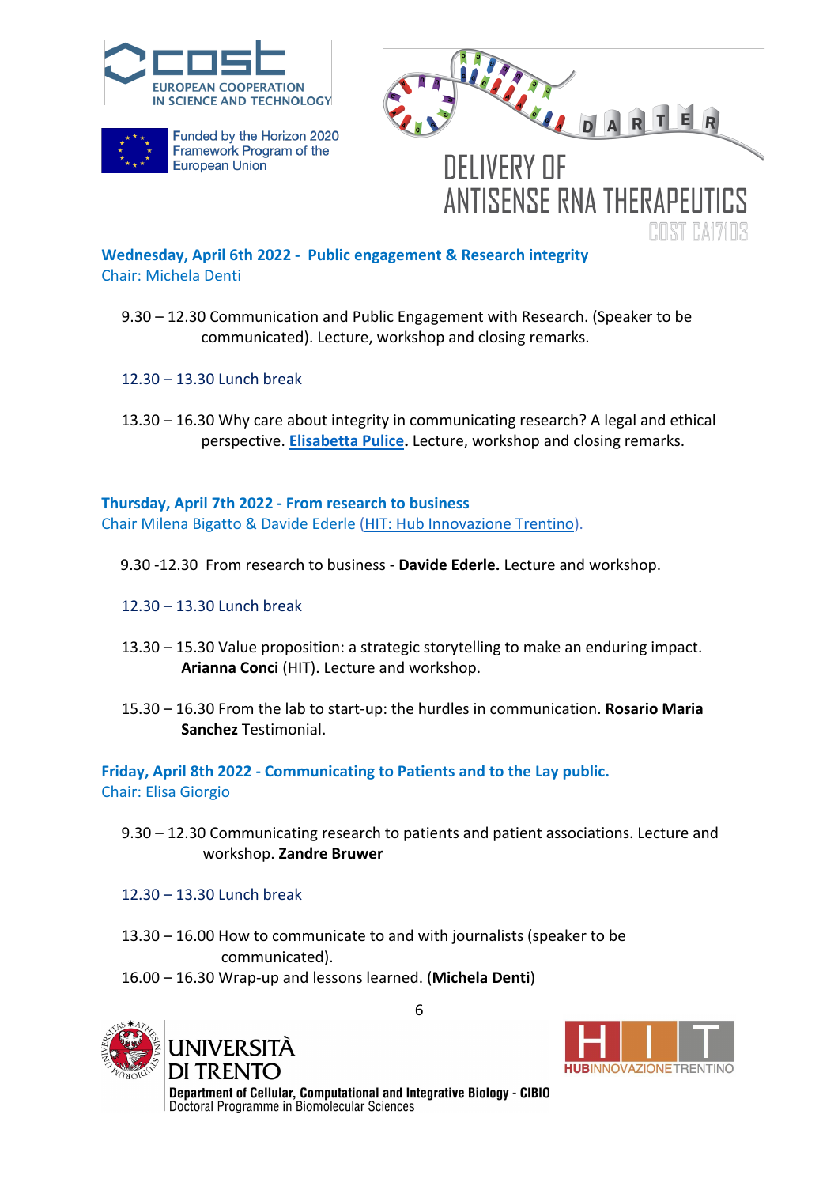**Wednesday, April 6th 2022 - Public engagement & Research integrity**
Chair: Michela Denti

9.30 – 12.30 Communication and Public Engagement with Research. (Speaker to be communicated). Lecture, workshop and closing remarks.

12.30 – 13.30 Lunch break

13.30 – 16.30 Why care about integrity in communicating research? A legal and ethical perspective. **Elisabetta Pulice.** Lecture, workshop and closing remarks.

**Thursday, April 7th 2022 - From research to business**
Chair Milena Bigatto & Davide Ederle (HIT: Hub Innovazione Trentino).

9.30 -12.30 From research to business - **Davide Ederle.** Lecture and workshop.

12.30 – 13.30 Lunch break

13.30 – 15.30 Value proposition: a strategic storytelling to make an enduring impact. **Arianna Conci** (HIT). Lecture and workshop.

15.30 – 16.30 From the lab to start-up: the hurdles in communication. **Rosario Maria Sanchez** Testimonial.

**Friday, April 8th 2022 - Communicating to Patients and to the Lay public.**
Chair: Elisa Giorgio

9.30 – 12.30 Communicating research to patients and patient associations. Lecture and workshop. **Zandre Bruwer**

12.30 – 13.30 Lunch break

13.30 – 16.00 How to communicate to and with journalists (speaker to be communicated).

16.00 – 16.30 Wrap-up and lessons learned. (**Michela Denti**)